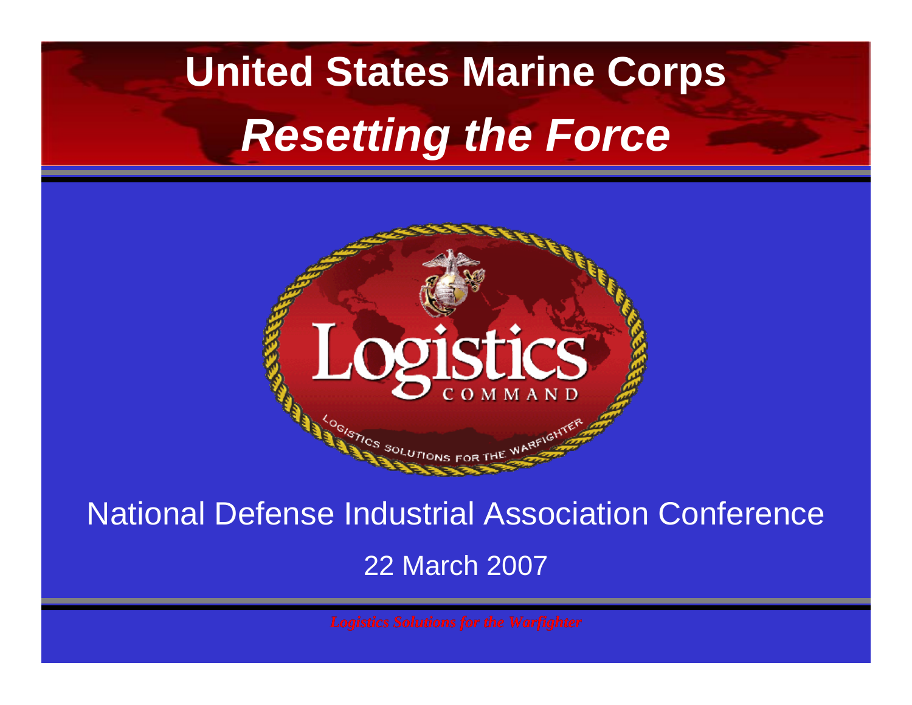# United States Marine Corps

## *Resetting the Force*

National Defense Industrial Association Conference

22 March 2007

*Logistics Solutions for the Warfighter*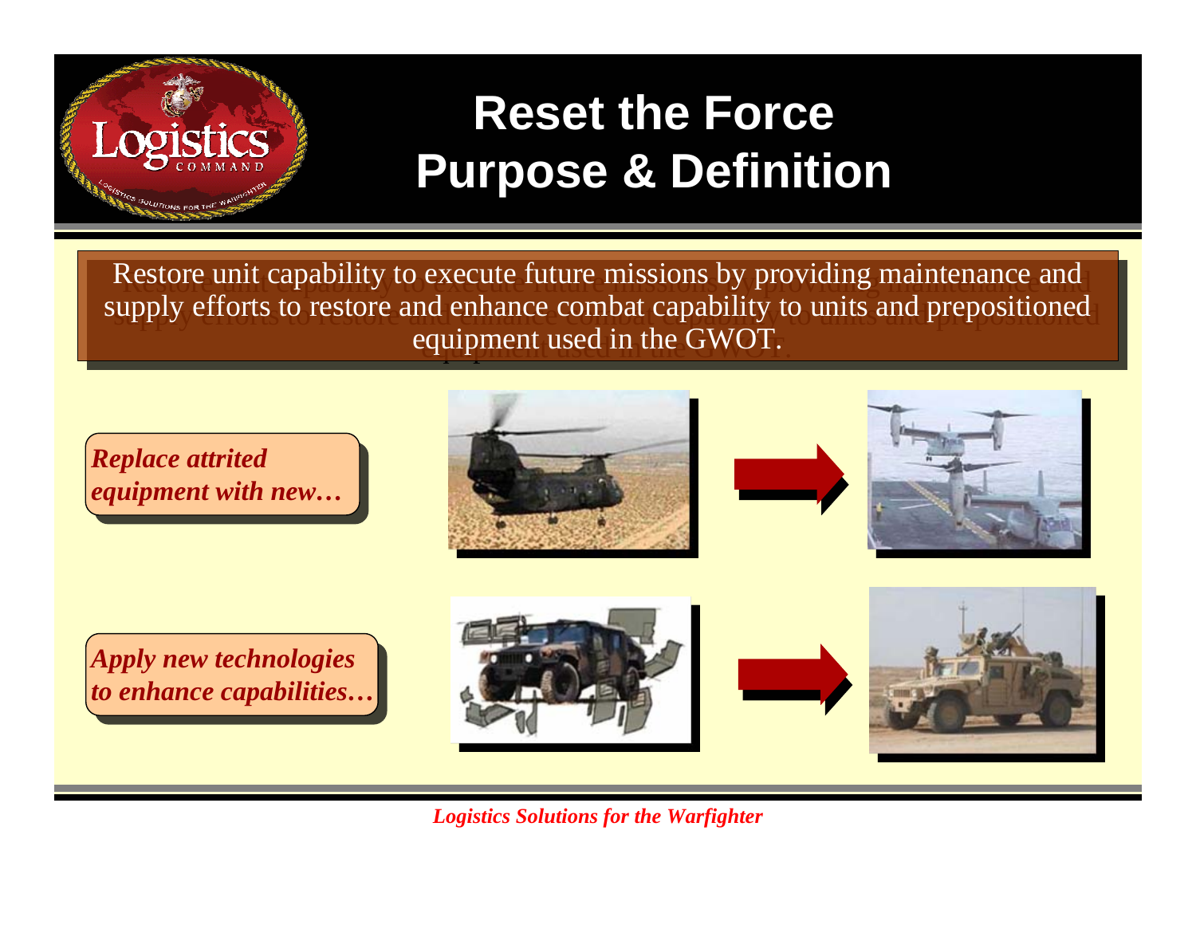# Reset the Force Purpose & Definition

Restore unit capability to execute future missions by providing maintenance and supply efforts to restore and enhance combat capability to units and prepositioned equipment used in the GWOT.

***Replace attrited equipment with new…***

***Apply new technologies to enhance capabilities…***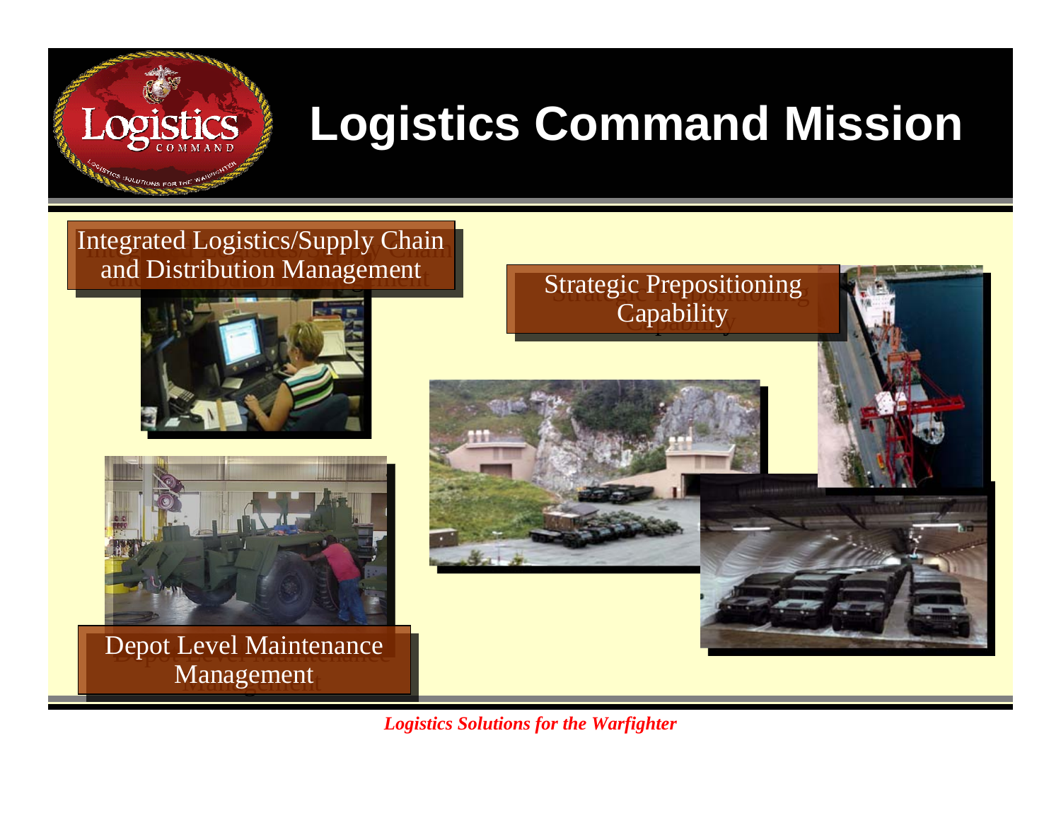# Logistics Command Mission

Integrated Logistics/Supply Chain and Distribution Management

Strategic Prepositioning Capability

Depot Level Maintenance Management

*Logistics Solutions for the Warfighter*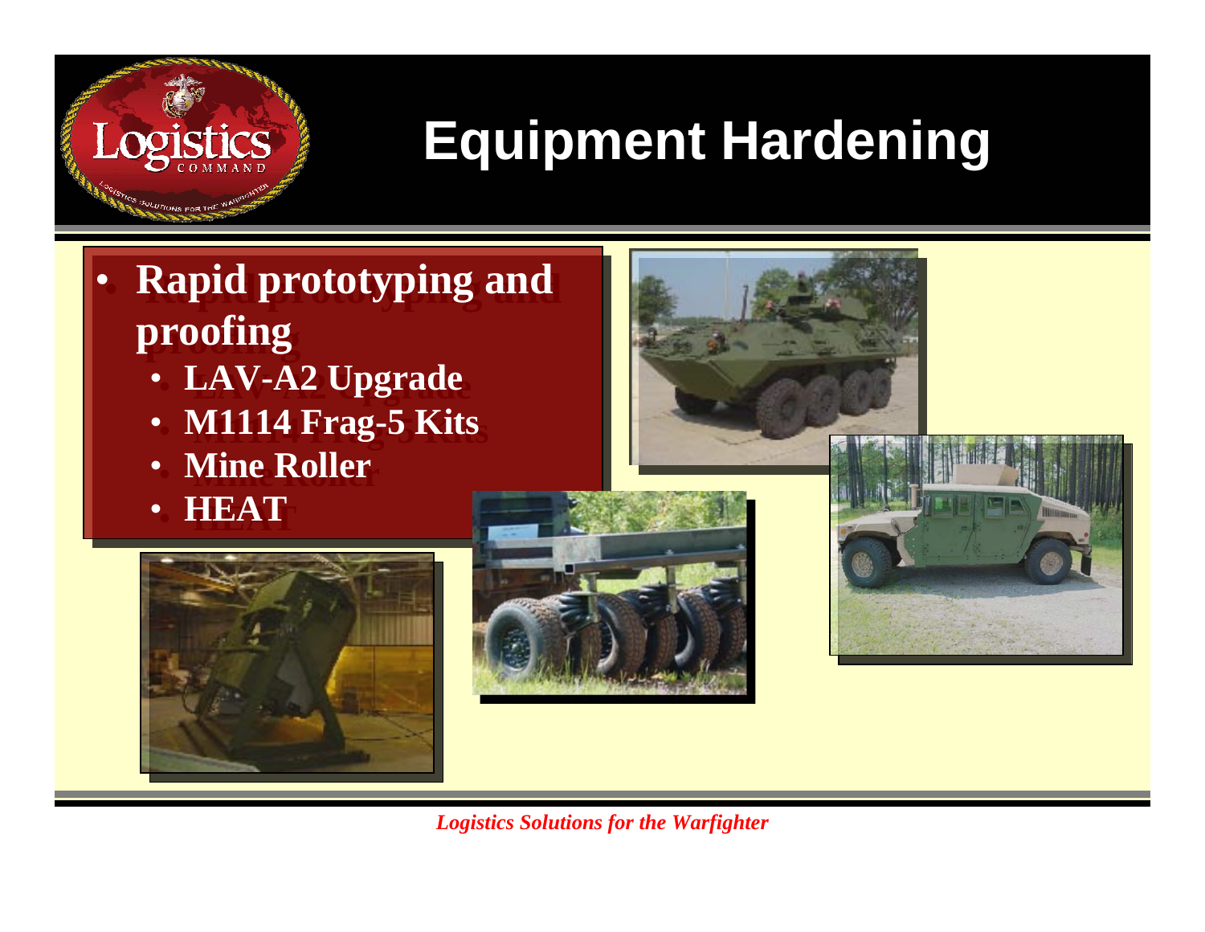# Equipment Hardening

- **Rapid prototyping and proofing**
  - **LAV-A2 Upgrade**
  - **M1114 Frag-5 Kits**
  - **Mine Roller**
  - **HEAT**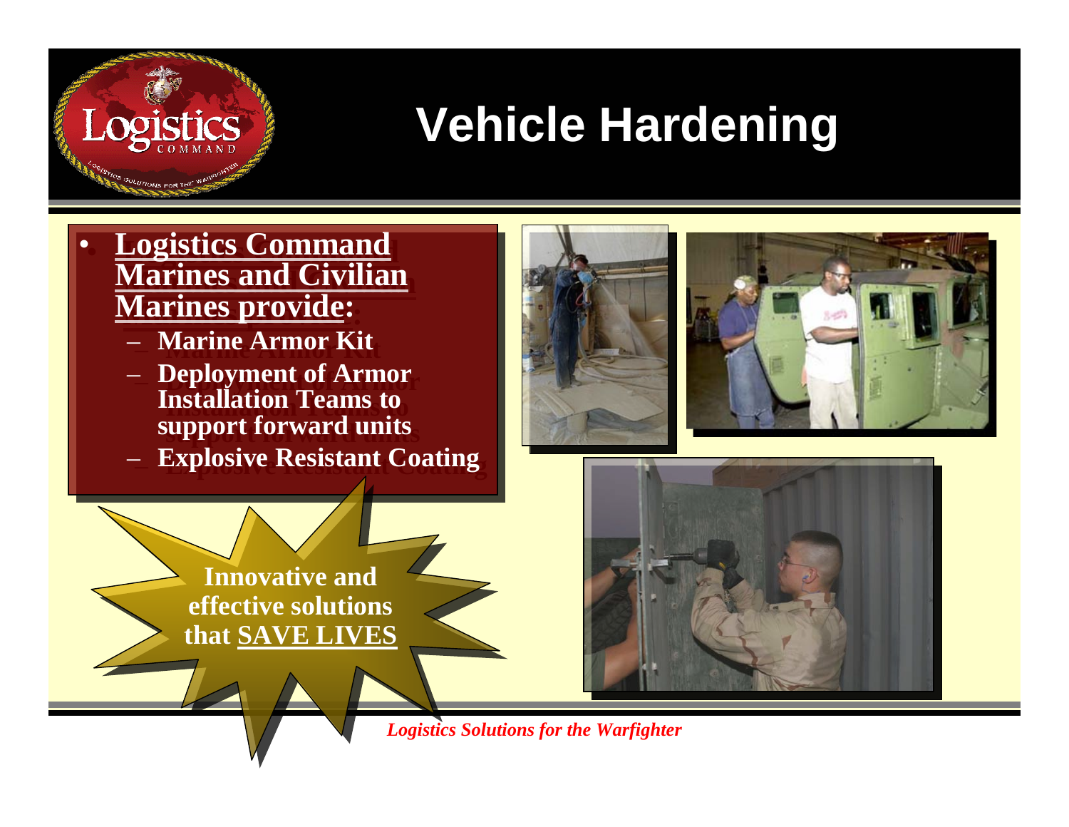# Vehicle Hardening

- **Logistics Command Marines and Civilian Marines provide:**
  - **Marine Armor Kit**
  - **Deployment of Armor Installation Teams to support forward units**
  - **Explosive Resistant Coating**

**Innovative and effective solutions that SAVE LIVES**

*Logistics Solutions for the Warfighter*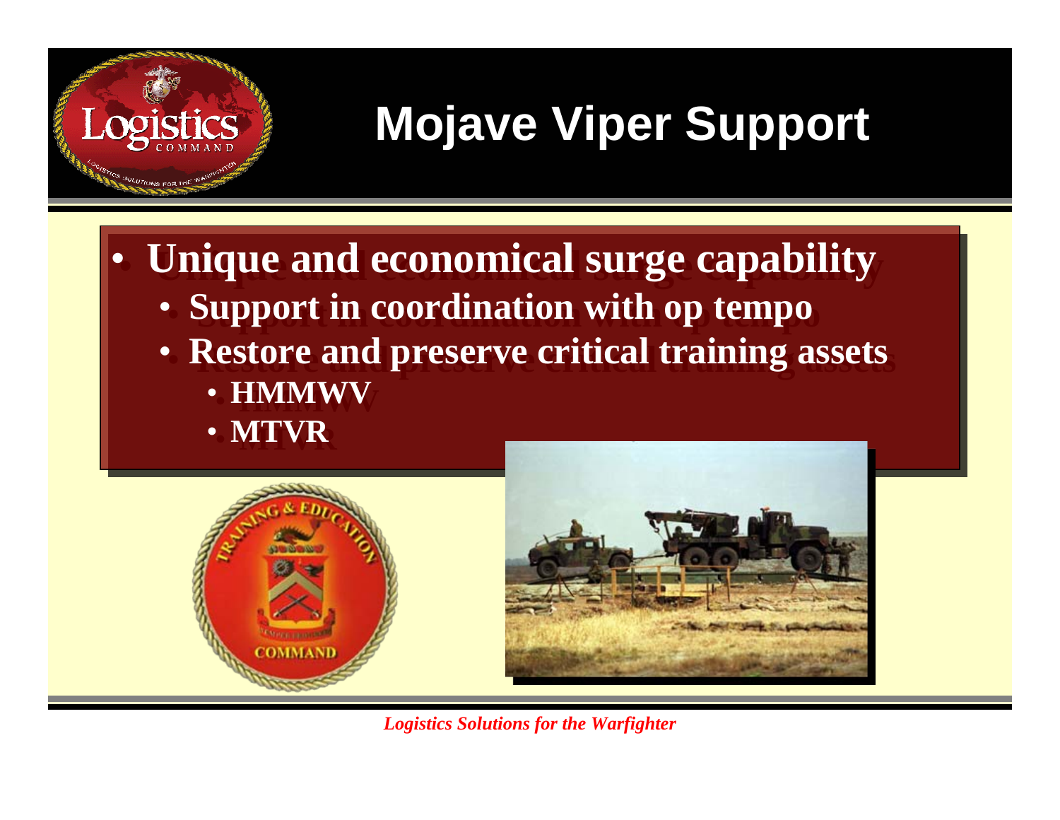# Mojave Viper Support

- **Unique and economical surge capability**
  - **Support in coordination with op tempo**
  - **Restore and preserve critical training assets**
    - **HMMWV**
    - **MTVR**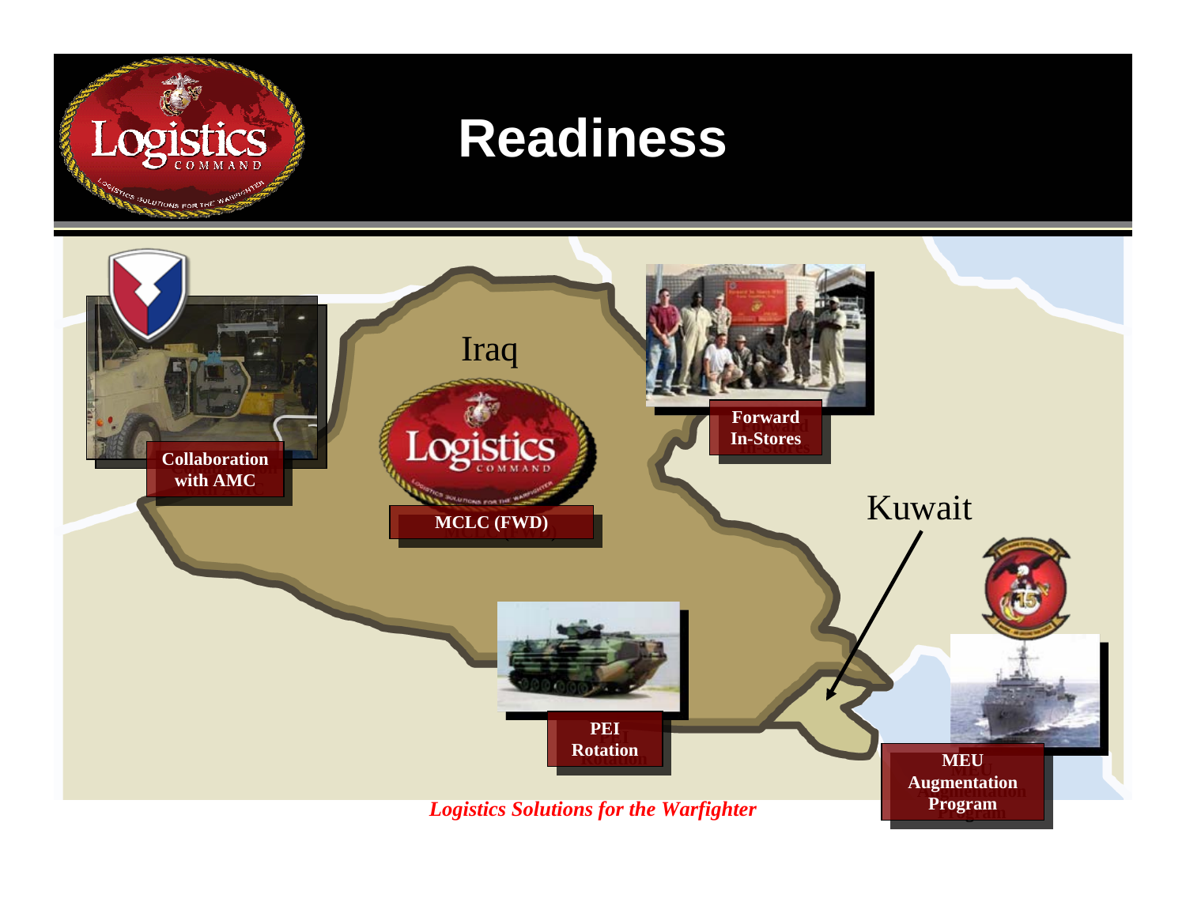# Readiness

Iraq

Kuwait

**Collaboration with AMC**

**MCLC (FWD)**

**Forward In-Stores**

**PEI Rotation**

**MEU Augmentation Program**

*Logistics Solutions for the Warfighter*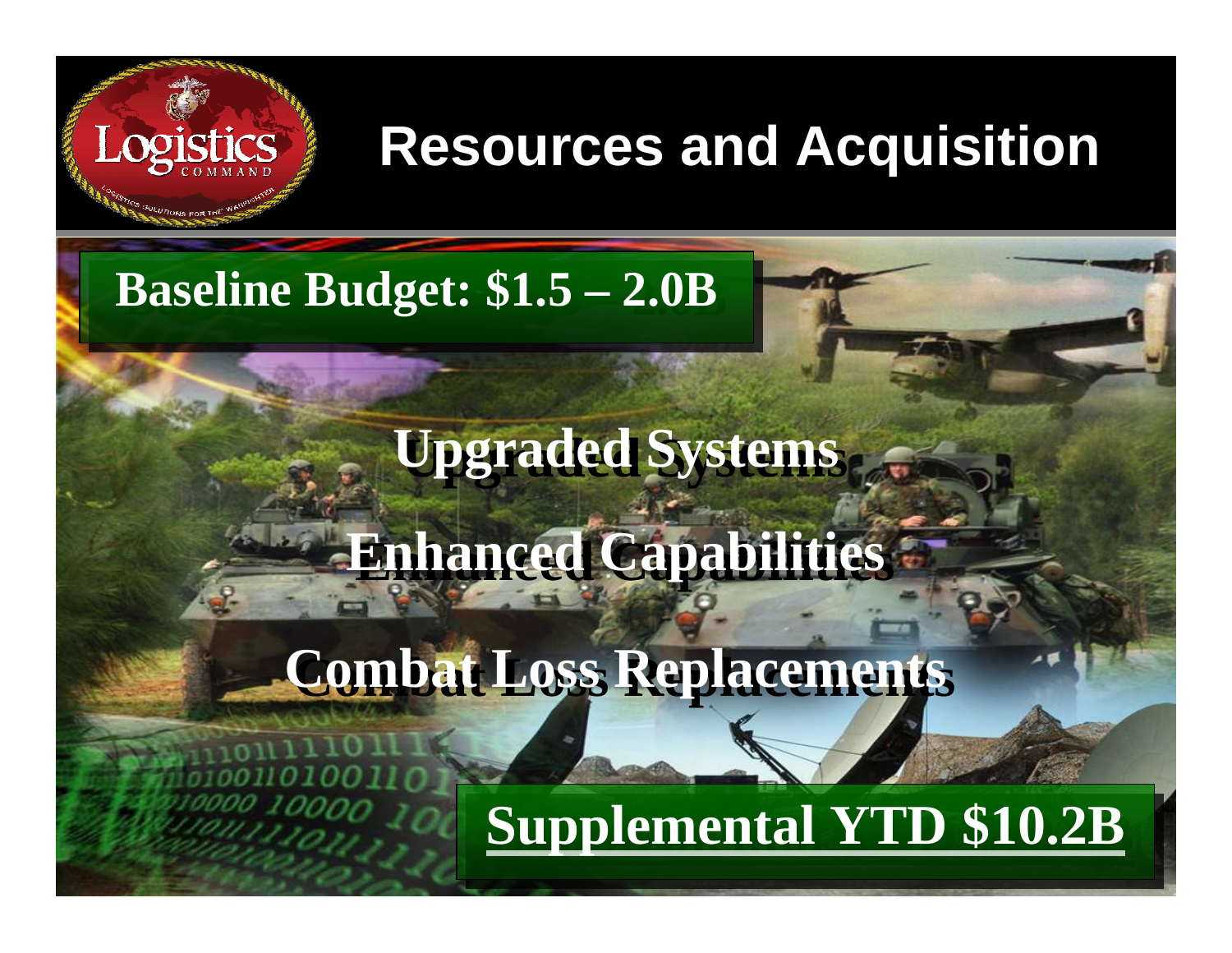# Resources and Acquisition

**Baseline Budget: $1.5 – 2.0B**

**Upgraded Systems**

**Enhanced Capabilities**

**Combat Loss Replacements**

**Supplemental YTD $10.2B**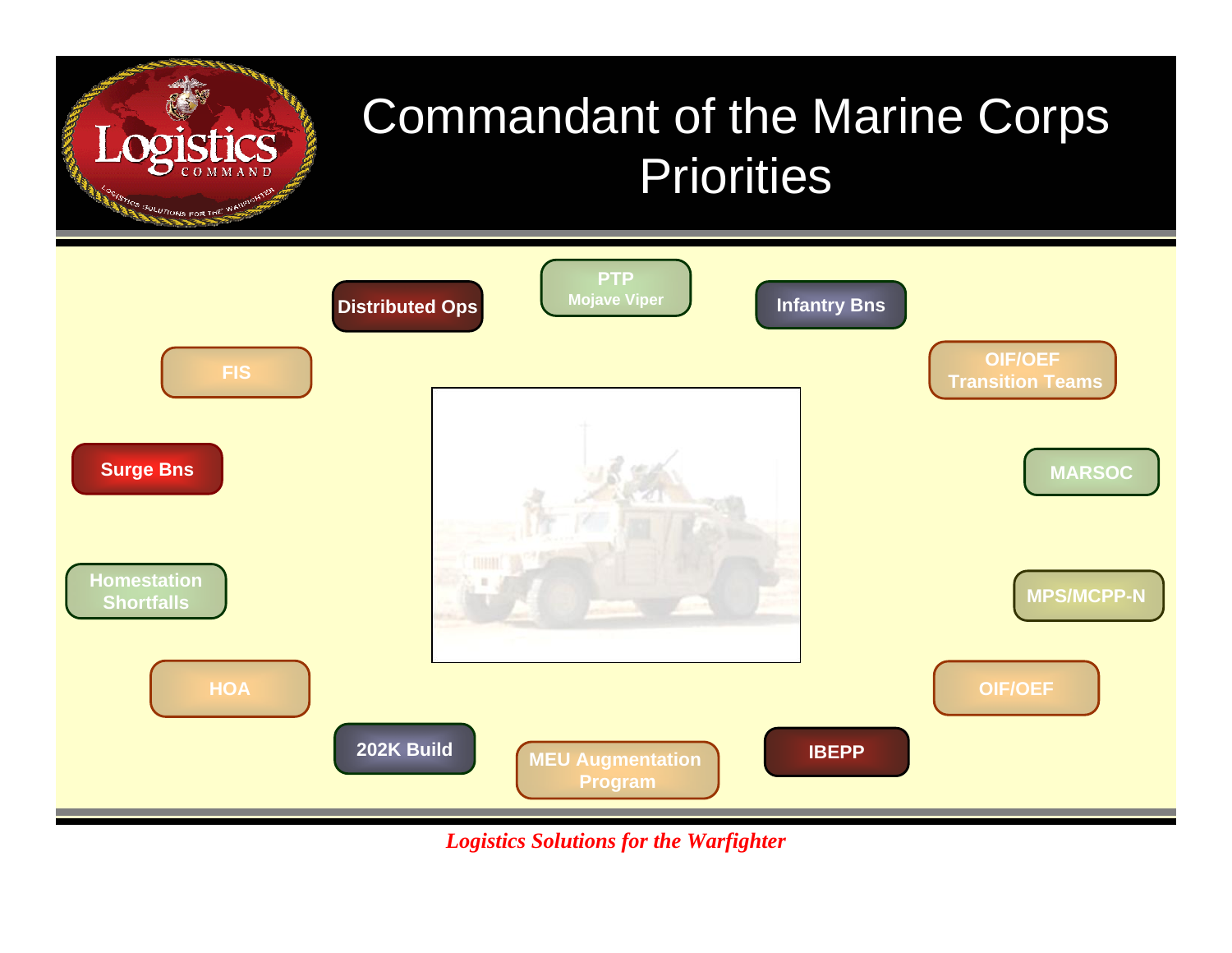# Commandant of the Marine Corps Priorities

- Distributed Ops
- PTP Mojave Viper
- Infantry Bns
- FIS
- OIF/OEF Transition Teams
- Surge Bns
- MARSOC
- Homestation Shortfalls
- MPS/MCPP-N
- HOA
- OIF/OEF
- 202K Build
- MEU Augmentation Program
- IBEPP

*Logistics Solutions for the Warfighter*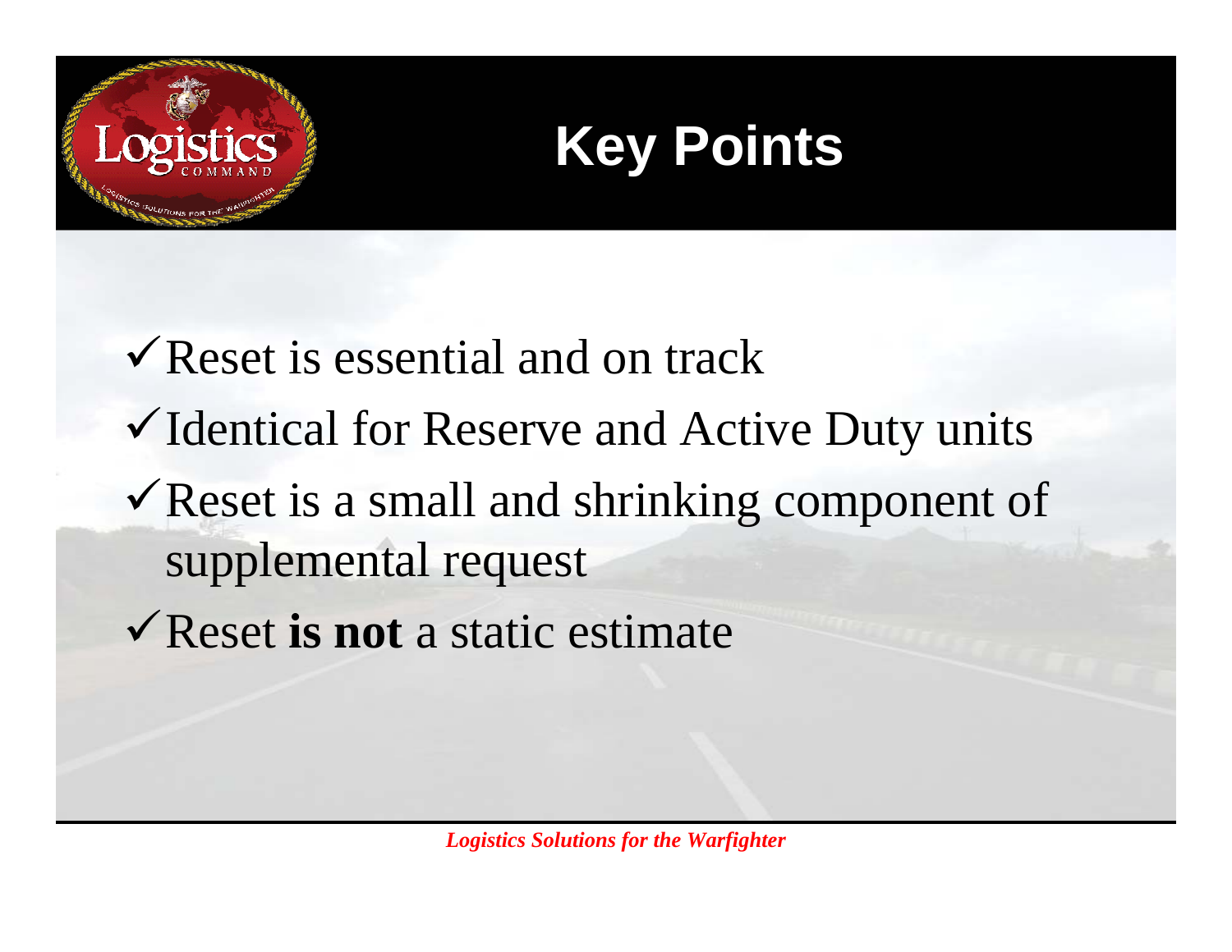# Key Points

- ✓ Reset is essential and on track
- ✓ Identical for Reserve and Active Duty units
- ✓ Reset is a small and shrinking component of supplemental request
- ✓ Reset **is not** a static estimate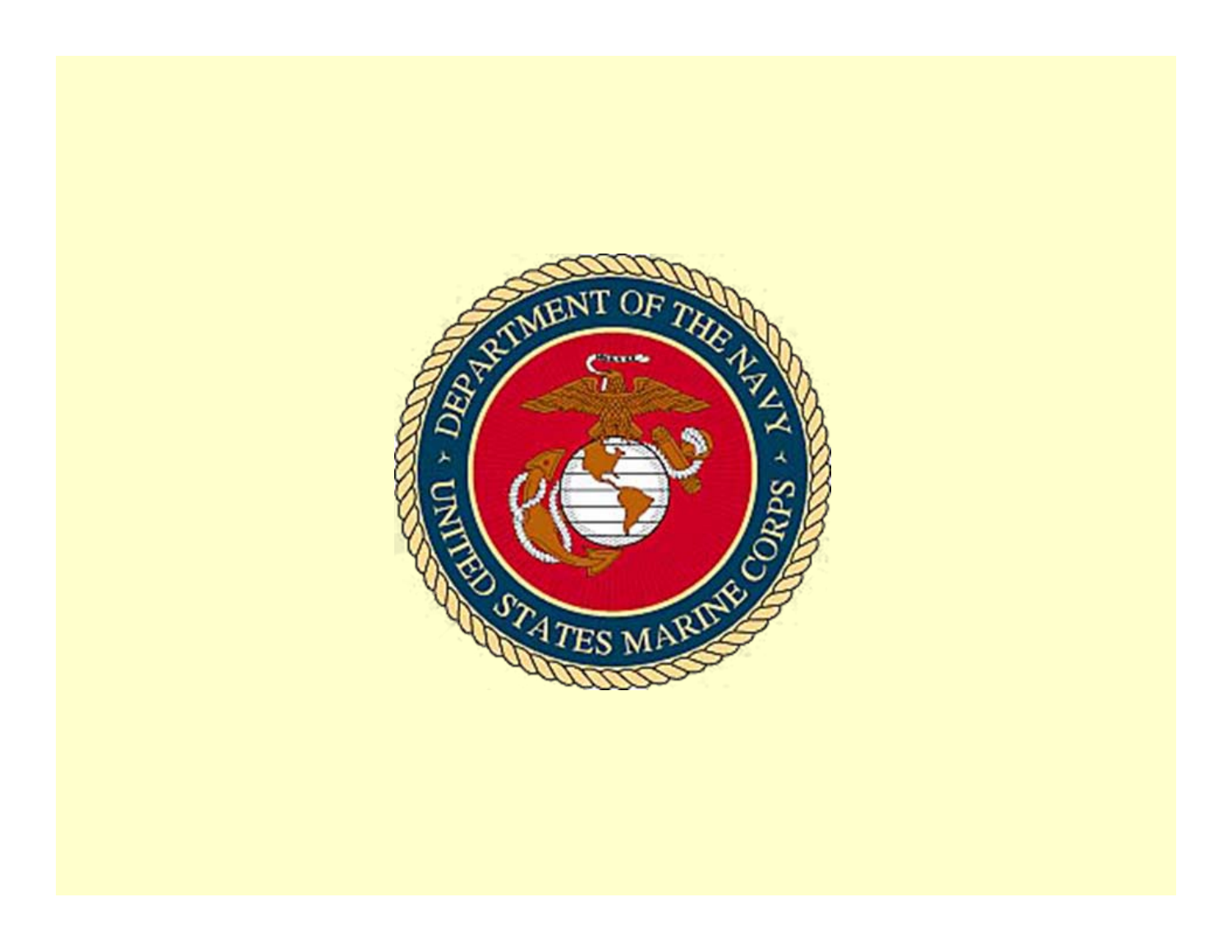DEPARTMENT OF THE NAVY

UNITED STATES MARINE CORPS